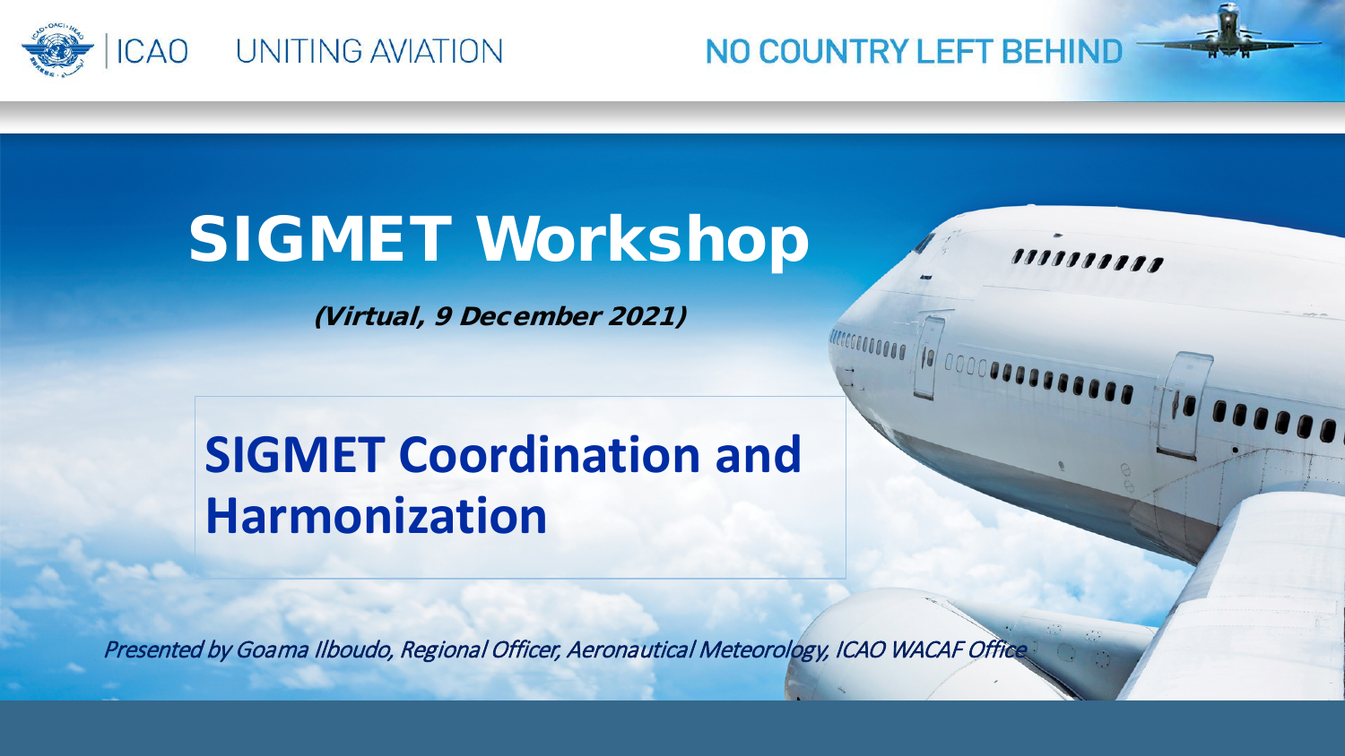ICAO UNITING AVIATION

NO COUNTRY LEFT BEHIND

# SIGMET Workshop

*(Virtual, 9 December 2021)*

## SIGMET Coordination and Harmonization

*Presented by Goama Ilboudo, Regional Officer, Aeronautical Meteorology, ICAO WACAF Office*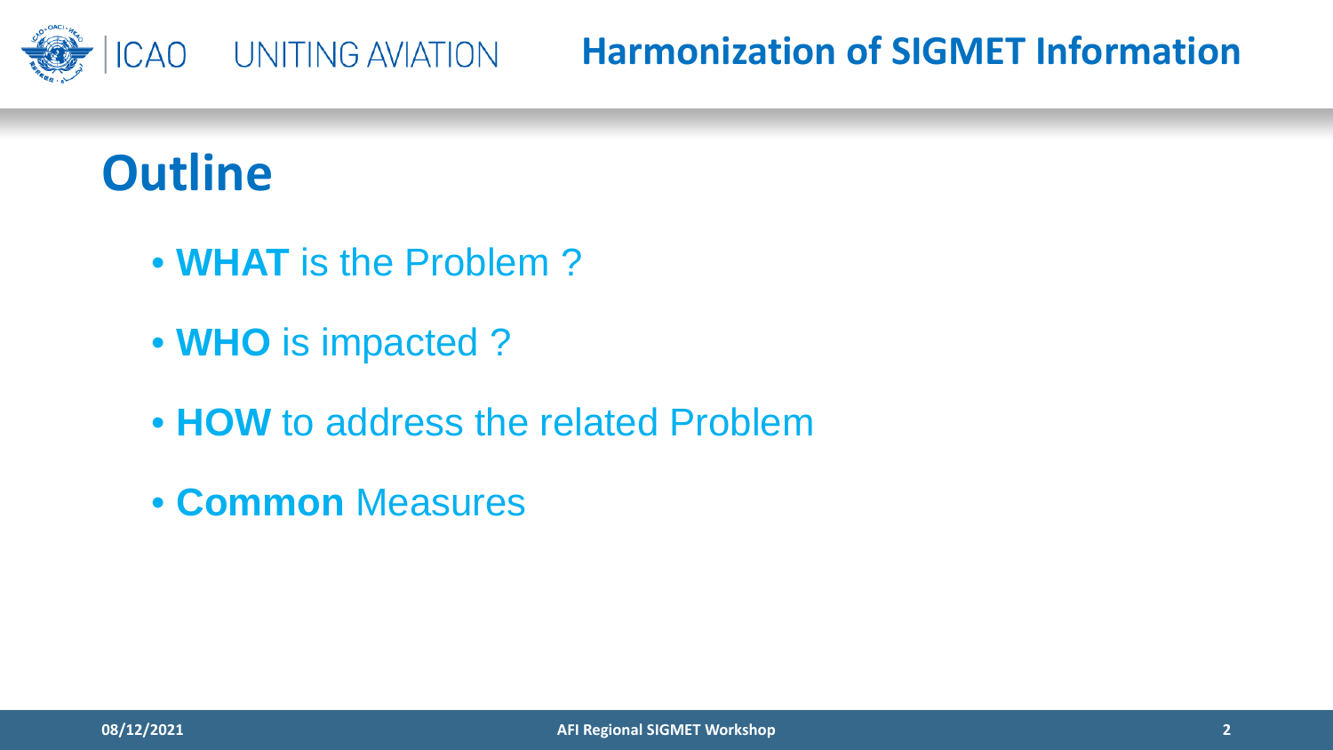# Outline

- **WHAT** is the Problem ?
- **WHO** is impacted ?
- **HOW** to address the related Problem
- **Common** Measures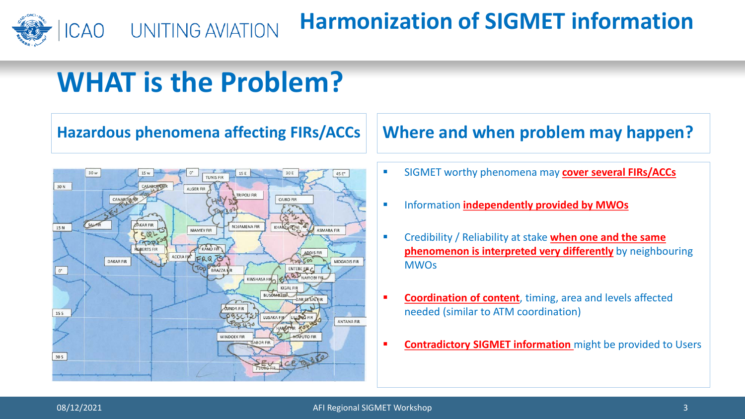# WHAT is the Problem?

## Hazardous phenomena affecting FIRs/ACCs

## Where and when problem may happen?

- SIGMET worthy phenomena may **cover several FIRs/ACCs**
- Information **independently provided by MWOs**
- Credibility / Reliability at stake **when one and the same phenomenon is interpreted very differently** by neighbouring MWOs
- **Coordination of content**, timing, area and levels affected needed (similar to ATM coordination)
- **Contradictory SIGMET information** might be provided to Users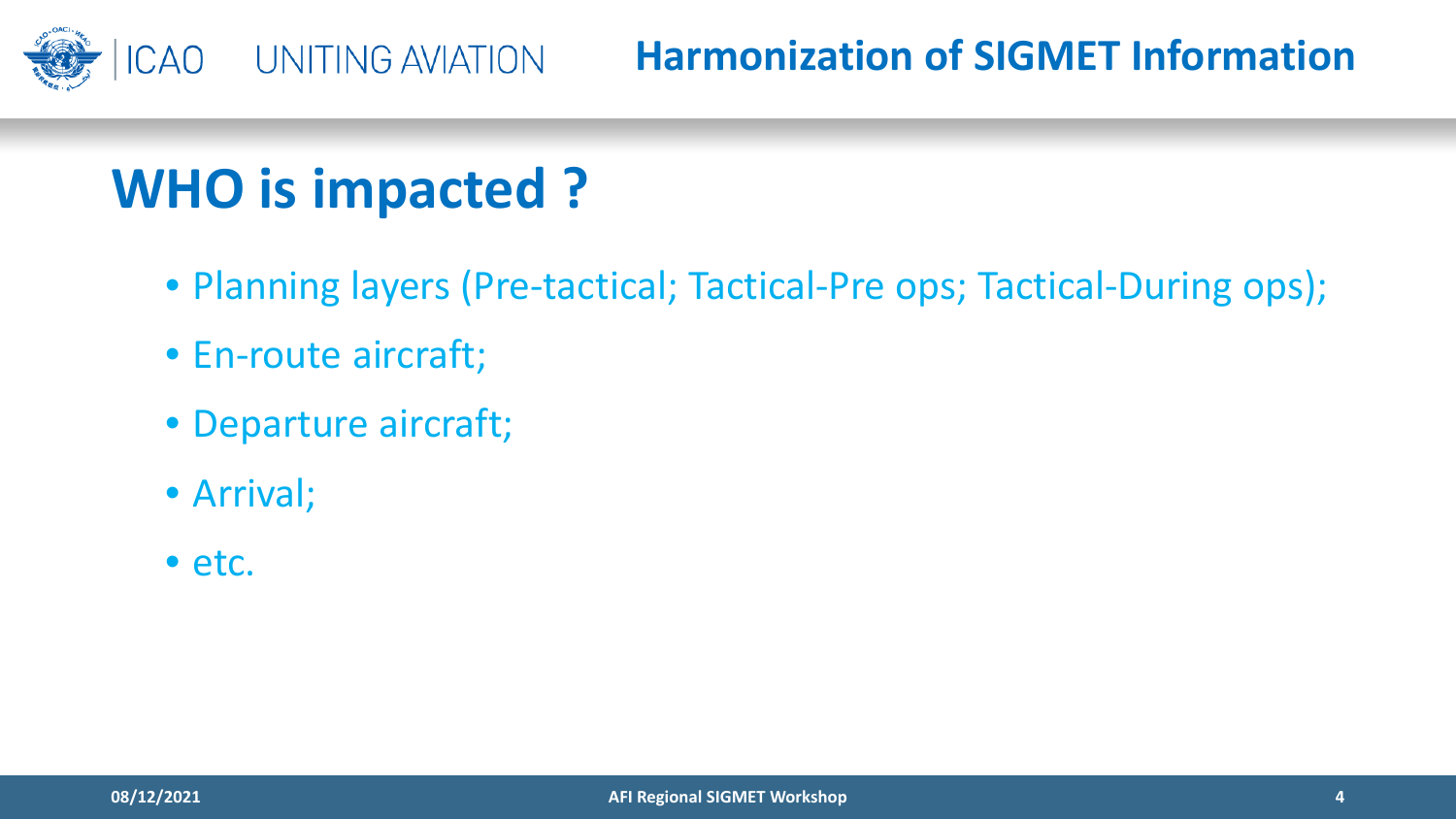# WHO is impacted ?

- Planning layers (Pre-tactical; Tactical-Pre ops; Tactical-During ops);
- En-route aircraft;
- Departure aircraft;
- Arrival;
- etc.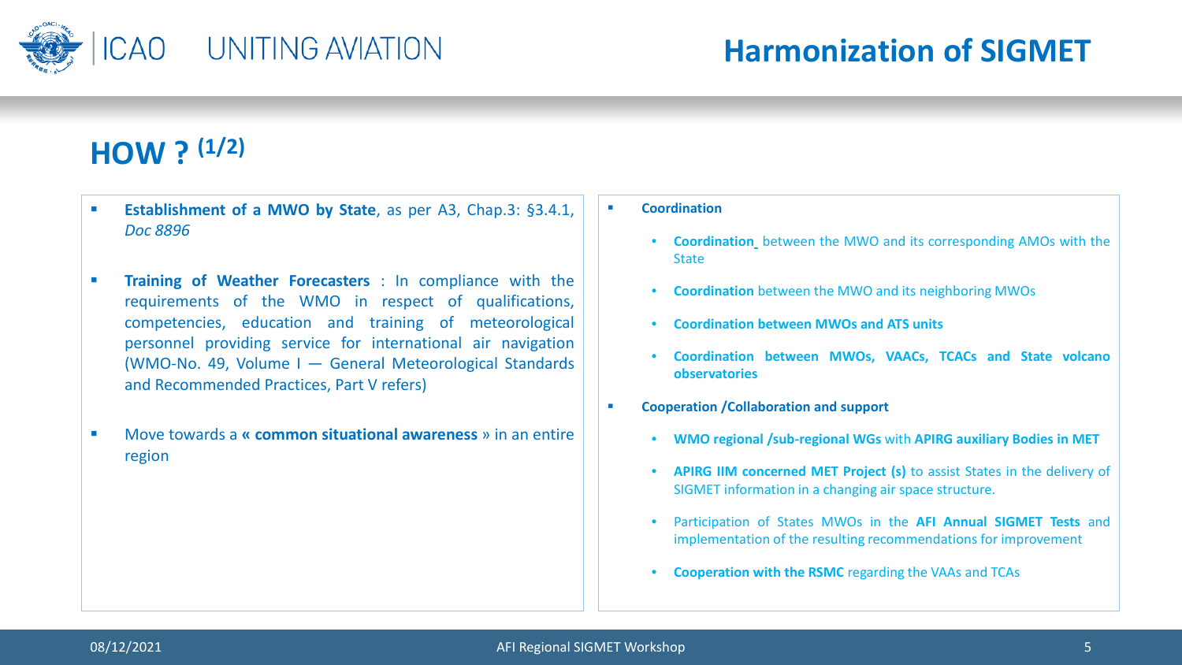# Harmonization of SIGMET

## HOW ? (1/2)

- **Establishment of a MWO by State**, as per A3, Chap.3: §3.4.1, *Doc 8896*
- **Training of Weather Forecasters** : In compliance with the requirements of the WMO in respect of qualifications, competencies, education and training of meteorological personnel providing service for international air navigation (WMO-No. 49, Volume I — General Meteorological Standards and Recommended Practices, Part V refers)
- Move towards a **« common situational awareness »** in an entire region

- **Coordination**
  - **Coordination** between the MWO and its corresponding AMOs with the State
  - **Coordination** between the MWO and its neighboring MWOs
  - **Coordination between MWOs and ATS units**
  - **Coordination between MWOs, VAACs, TCACs and State volcano observatories**
- **Cooperation /Collaboration and support**
  - **WMO regional /sub-regional WGs** with **APIRG auxiliary Bodies in MET**
  - **APIRG IIM concerned MET Project (s)** to assist States in the delivery of SIGMET information in a changing air space structure.
  - Participation of States MWOs in the **AFI Annual SIGMET Tests** and implementation of the resulting recommendations for improvement
  - **Cooperation with the RSMC** regarding the VAAs and TCAs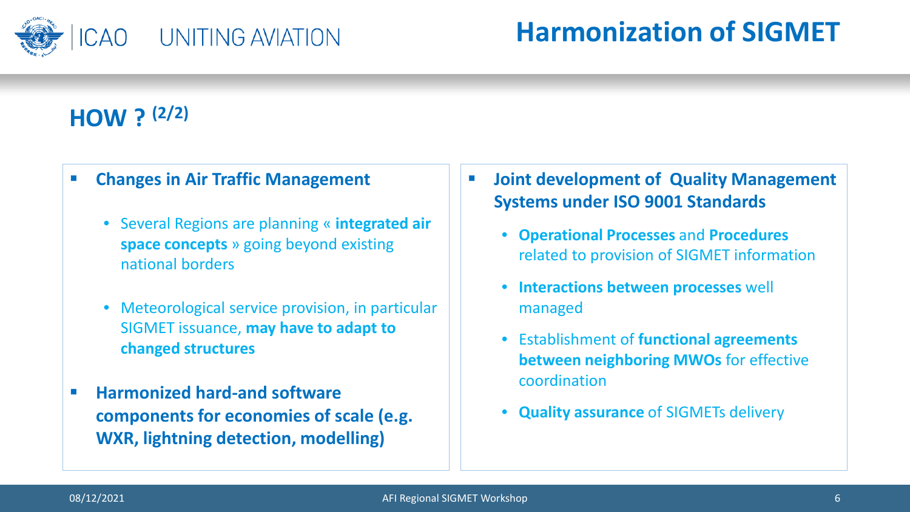# Harmonization of SIGMET

## HOW ? (2/2)

- **Changes in Air Traffic Management**
  - Several Regions are planning « **integrated air space concepts** » going beyond existing national borders
  - Meteorological service provision, in particular SIGMET issuance, **may have to adapt to changed structures**
- **Harmonized hard-and software components for economies of scale (e.g. WXR, lightning detection, modelling)**

- **Joint development of Quality Management Systems under ISO 9001 Standards**
  - **Operational Processes** and **Procedures** related to provision of SIGMET information
  - **Interactions between processes** well managed
  - Establishment of **functional agreements between neighboring MWOs** for effective coordination
  - **Quality assurance** of SIGMETs delivery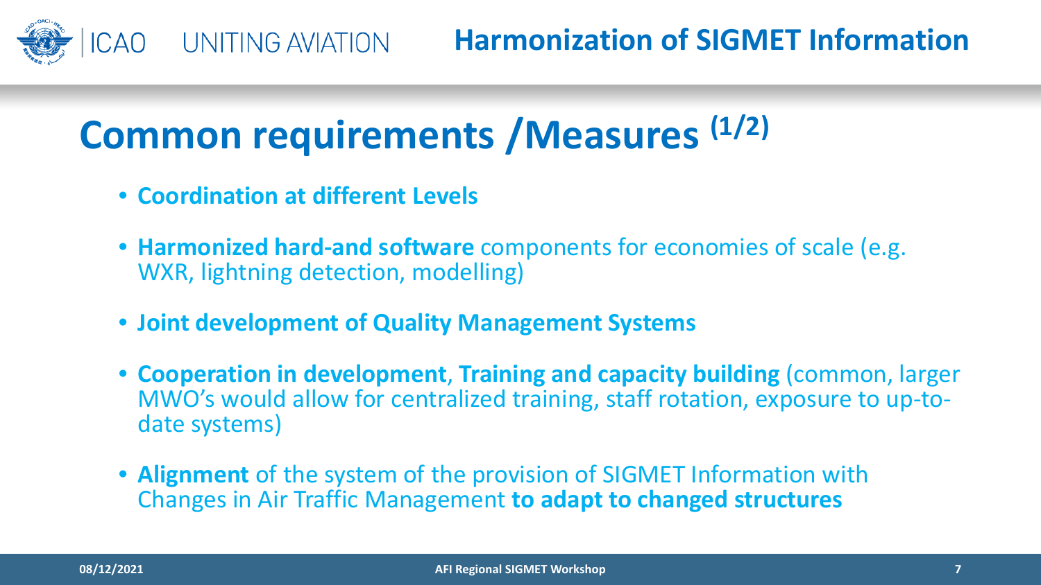# Common requirements /Measures (1/2)

- **Coordination at different Levels**
- **Harmonized hard-and software** components for economies of scale (e.g. WXR, lightning detection, modelling)
- **Joint development of Quality Management Systems**
- **Cooperation in development**, **Training and capacity building** (common, larger MWO's would allow for centralized training, staff rotation, exposure to up-to-date systems)
- **Alignment** of the system of the provision of SIGMET Information with Changes in Air Traffic Management **to adapt to changed structures**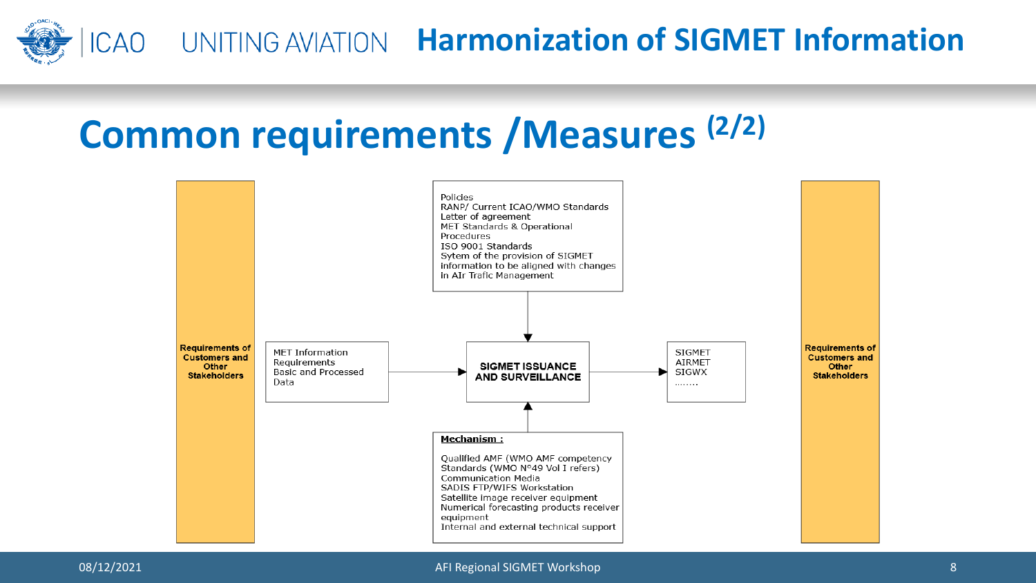# Common requirements /Measures (2/2)

**Requirements of Customers and Other Stakeholders**

MET Information Requirements
Basic and Processed Data

Policies
RANP/ Current ICAO/WMO Standards
Letter of agreement
MET Standards & Operational Procedures
ISO 9001 Standards
Sytem of the provision of SIGMET information to be aligned with changes in AIr Trafic Management

**SIGMET ISSUANCE AND SURVEILLANCE**

**Mechanism :**

Qualified AMF (WMO AMF competency Standards (WMO N°49 Vol I refers)
Communication Media
SADIS FTP/WIFS Workstation
Satellite image receiver equipment
Numerical forecasting products receiver equipment
Internal and external technical support

SIGMET
AIRMET
SIGWX
........

**Requirements of Customers and Other Stakeholders**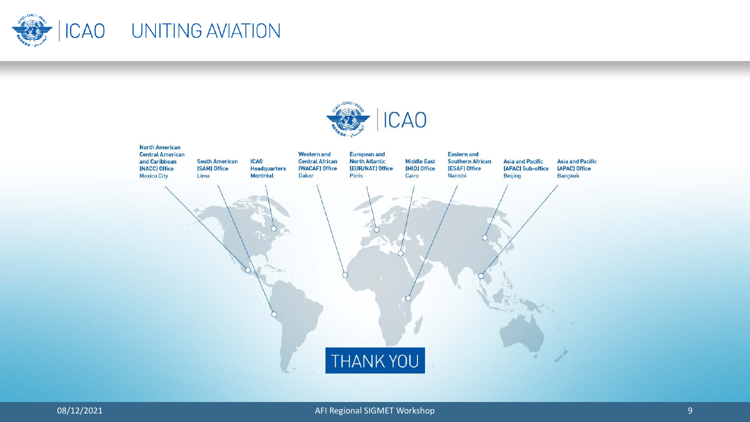# ICAO UNITING AVIATION

ICAO

North American Central American and Caribbean (NACC) Office
Mexico City

South American (SAM) Office
Lima

ICAO Headquarters
Montréal

Western and Central African (WACAF) Office
Dakar

European and North Atlantic (EUR/NAT) Office
Paris

Middle East (MID) Office
Cairo

Eastern and Southern African (ESAF) Office
Nairobi

Asia and Pacific (APAC) Sub-office
Beijing

Asia and Pacific (APAC) Office
Bangkok

THANK YOU